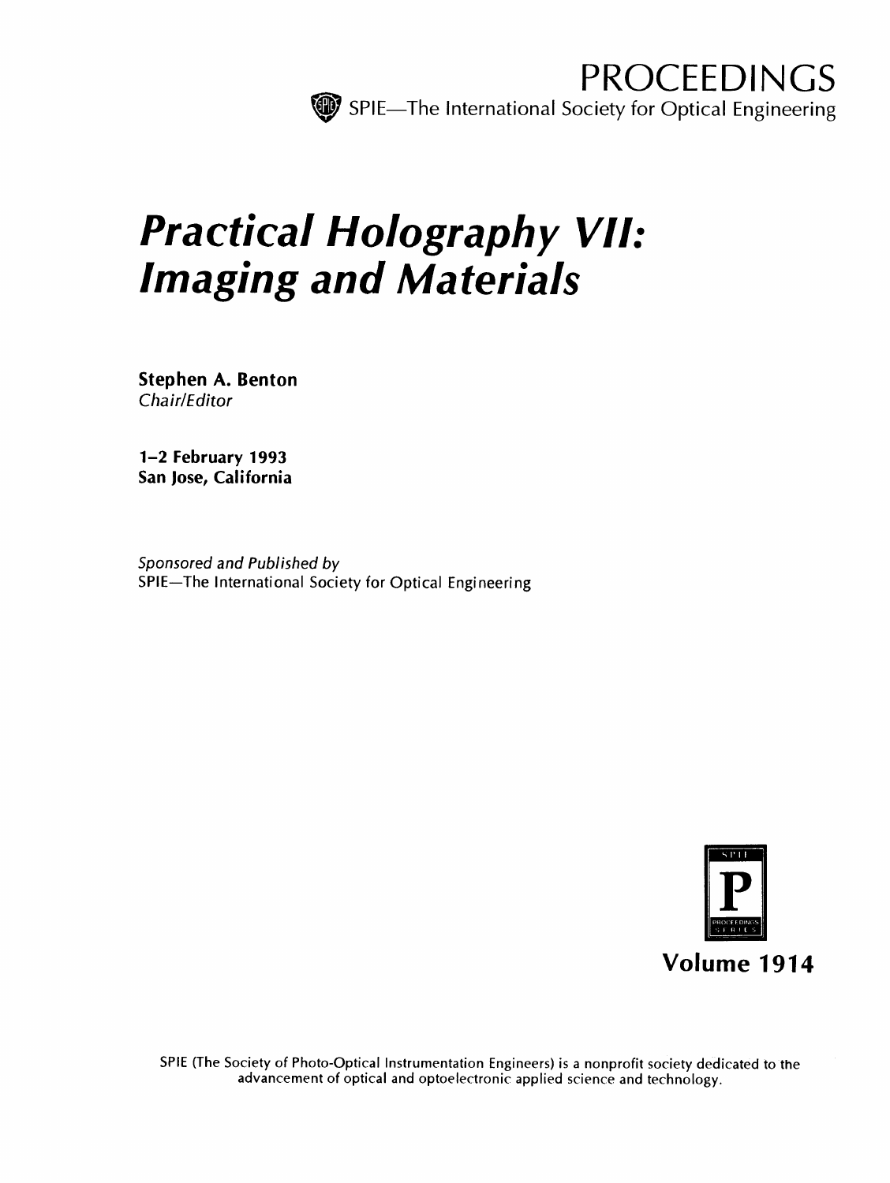PROCEEDINGS

SPIE—The International Society for Optical Engineering

# *Practical Holography VII: Imaging and Materials*

**Stephen A. Benton**
*Chair/Editor*

**1–2 February 1993**
**San Jose, California**

*Sponsored and Published by*
SPIE—The International Society for Optical Engineering

**Volume 1914**

SPIE (The Society of Photo-Optical Instrumentation Engineers) is a nonprofit society dedicated to the advancement of optical and optoelectronic applied science and technology.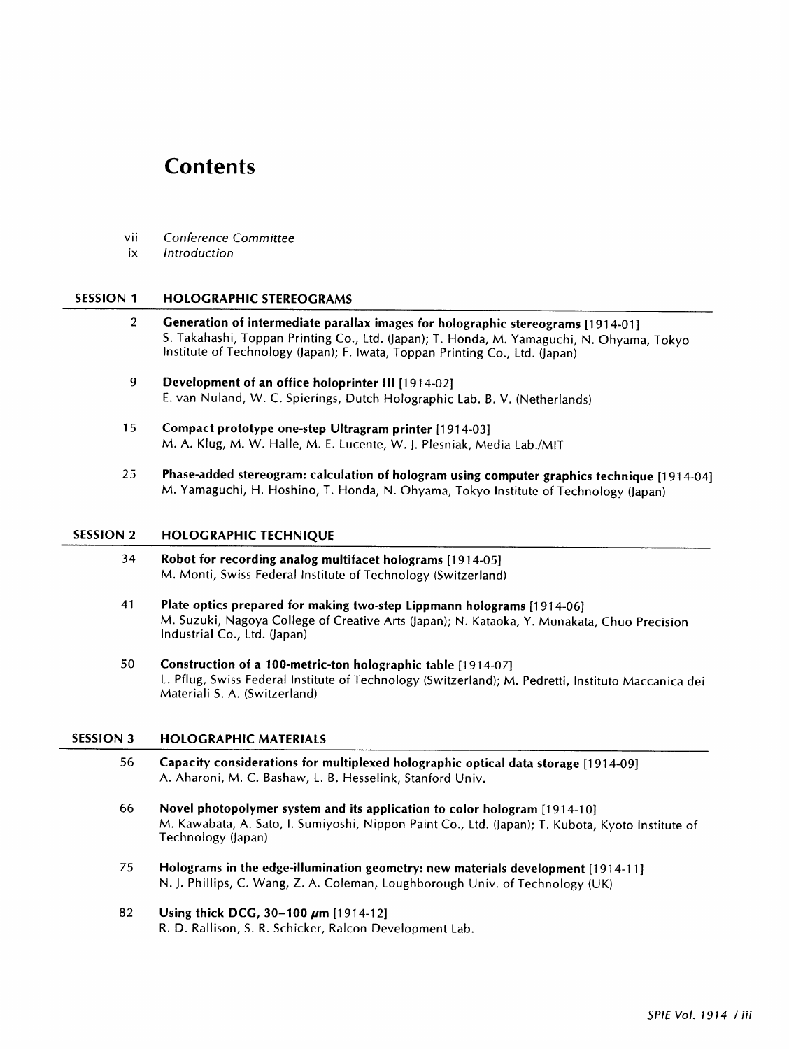# Contents

vii *Conference Committee*
ix *Introduction*

## SESSION 1 HOLOGRAPHIC STEREOGRAMS

2 **Generation of intermediate parallax images for holographic stereograms** [1914-01]
S. Takahashi, Toppan Printing Co., Ltd. (Japan); T. Honda, M. Yamaguchi, N. Ohyama, Tokyo Institute of Technology (Japan); F. Iwata, Toppan Printing Co., Ltd. (Japan)

9 **Development of an office holoprinter III** [1914-02]
E. van Nuland, W. C. Spierings, Dutch Holographic Lab. B. V. (Netherlands)

15 **Compact prototype one-step Ultragram printer** [1914-03]
M. A. Klug, M. W. Halle, M. E. Lucente, W. J. Plesniak, Media Lab./MIT

25 **Phase-added stereogram: calculation of hologram using computer graphics technique** [1914-04]
M. Yamaguchi, H. Hoshino, T. Honda, N. Ohyama, Tokyo Institute of Technology (Japan)

## SESSION 2 HOLOGRAPHIC TECHNIQUE

34 **Robot for recording analog multifacet holograms** [1914-05]
M. Monti, Swiss Federal Institute of Technology (Switzerland)

41 **Plate optics prepared for making two-step Lippmann holograms** [1914-06]
M. Suzuki, Nagoya College of Creative Arts (Japan); N. Kataoka, Y. Munakata, Chuo Precision Industrial Co., Ltd. (Japan)

50 **Construction of a 100-metric-ton holographic table** [1914-07]
L. Pflug, Swiss Federal Institute of Technology (Switzerland); M. Pedretti, Instituto Maccanica dei Materiali S. A. (Switzerland)

## SESSION 3 HOLOGRAPHIC MATERIALS

56 **Capacity considerations for multiplexed holographic optical data storage** [1914-09]
A. Aharoni, M. C. Bashaw, L. B. Hesselink, Stanford Univ.

66 **Novel photopolymer system and its application to color hologram** [1914-10]
M. Kawabata, A. Sato, I. Sumiyoshi, Nippon Paint Co., Ltd. (Japan); T. Kubota, Kyoto Institute of Technology (Japan)

75 **Holograms in the edge-illumination geometry: new materials development** [1914-11]
N. J. Phillips, C. Wang, Z. A. Coleman, Loughborough Univ. of Technology (UK)

82 **Using thick DCG, 30–100 μm** [1914-12]
R. D. Rallison, S. R. Schicker, Ralcon Development Lab.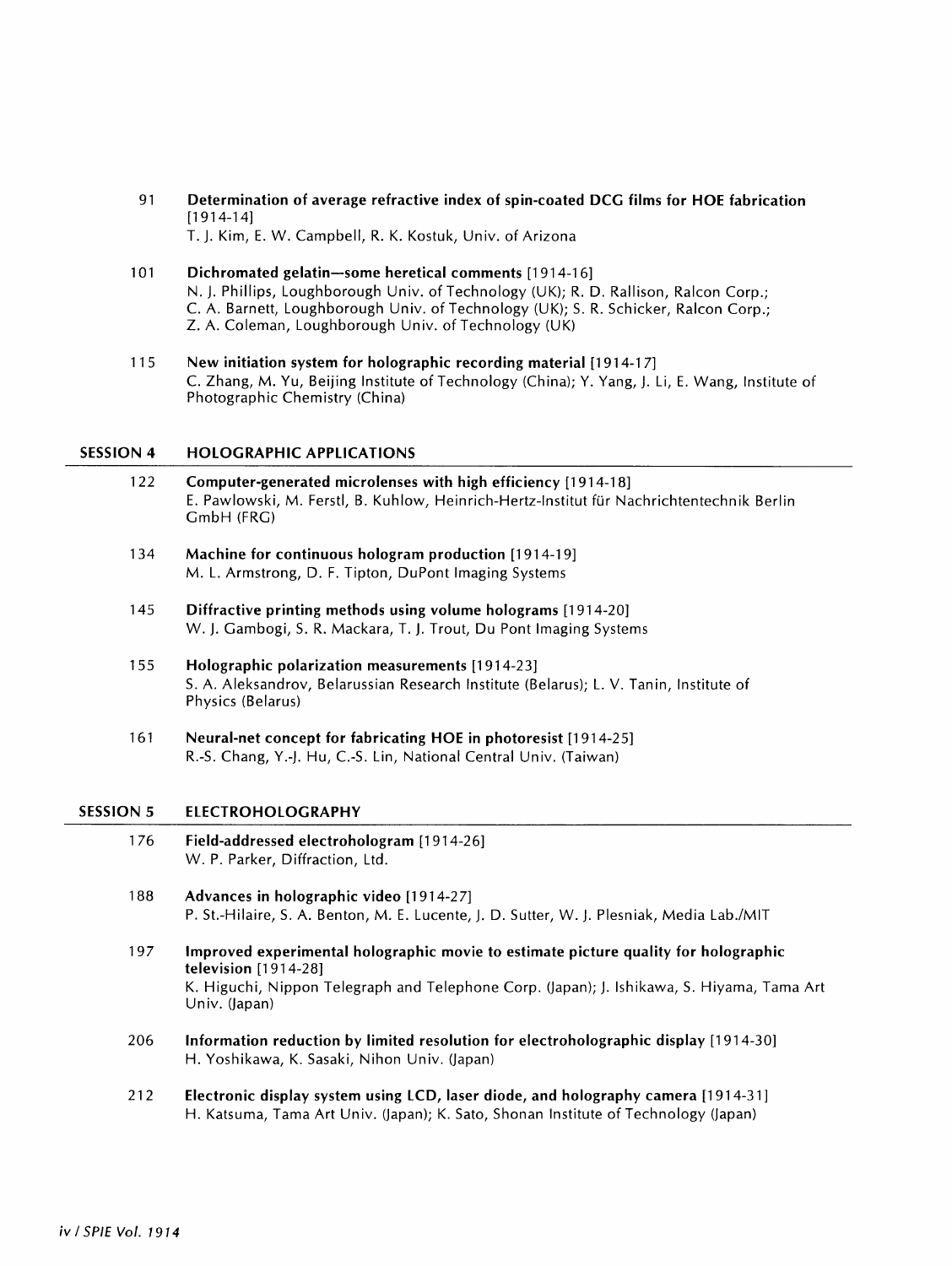91 **Determination of average refractive index of spin-coated DCG films for HOE fabrication** [1914-14]
T. J. Kim, E. W. Campbell, R. K. Kostuk, Univ. of Arizona

101 **Dichromated gelatin—some heretical comments** [1914-16]
N. J. Phillips, Loughborough Univ. of Technology (UK); R. D. Rallison, Ralcon Corp.; C. A. Barnett, Loughborough Univ. of Technology (UK); S. R. Schicker, Ralcon Corp.; Z. A. Coleman, Loughborough Univ. of Technology (UK)

115 **New initiation system for holographic recording material** [1914-17]
C. Zhang, M. Yu, Beijing Institute of Technology (China); Y. Yang, J. Li, E. Wang, Institute of Photographic Chemistry (China)

## SESSION 4 HOLOGRAPHIC APPLICATIONS

122 **Computer-generated microlenses with high efficiency** [1914-18]
E. Pawlowski, M. Ferstl, B. Kuhlow, Heinrich-Hertz-Institut für Nachrichtentechnik Berlin GmbH (FRG)

134 **Machine for continuous hologram production** [1914-19]
M. L. Armstrong, D. F. Tipton, DuPont Imaging Systems

145 **Diffractive printing methods using volume holograms** [1914-20]
W. J. Gambogi, S. R. Mackara, T. J. Trout, Du Pont Imaging Systems

155 **Holographic polarization measurements** [1914-23]
S. A. Aleksandrov, Belarussian Research Institute (Belarus); L. V. Tanin, Institute of Physics (Belarus)

161 **Neural-net concept for fabricating HOE in photoresist** [1914-25]
R.-S. Chang, Y.-J. Hu, C.-S. Lin, National Central Univ. (Taiwan)

## SESSION 5 ELECTROHOLOGRAPHY

176 **Field-addressed electrohologram** [1914-26]
W. P. Parker, Diffraction, Ltd.

188 **Advances in holographic video** [1914-27]
P. St.-Hilaire, S. A. Benton, M. E. Lucente, J. D. Sutter, W. J. Plesniak, Media Lab./MIT

197 **Improved experimental holographic movie to estimate picture quality for holographic television** [1914-28]
K. Higuchi, Nippon Telegraph and Telephone Corp. (Japan); J. Ishikawa, S. Hiyama, Tama Art Univ. (Japan)

206 **Information reduction by limited resolution for electroholographic display** [1914-30]
H. Yoshikawa, K. Sasaki, Nihon Univ. (Japan)

212 **Electronic display system using LCD, laser diode, and holography camera** [1914-31]
H. Katsuma, Tama Art Univ. (Japan); K. Sato, Shonan Institute of Technology (Japan)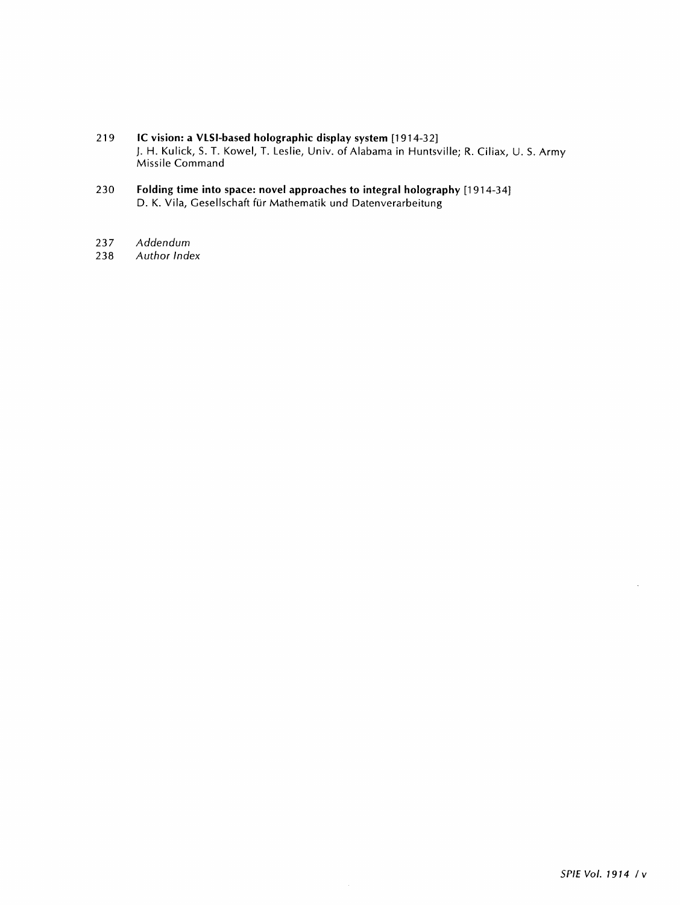219 **IC vision: a VLSI-based holographic display system** [1914-32]
J. H. Kulick, S. T. Kowel, T. Leslie, Univ. of Alabama in Huntsville; R. Ciliax, U. S. Army Missile Command

230 **Folding time into space: novel approaches to integral holography** [1914-34]
D. K. Vila, Gesellschaft für Mathematik und Datenverarbeitung

237 *Addendum*
238 *Author Index*